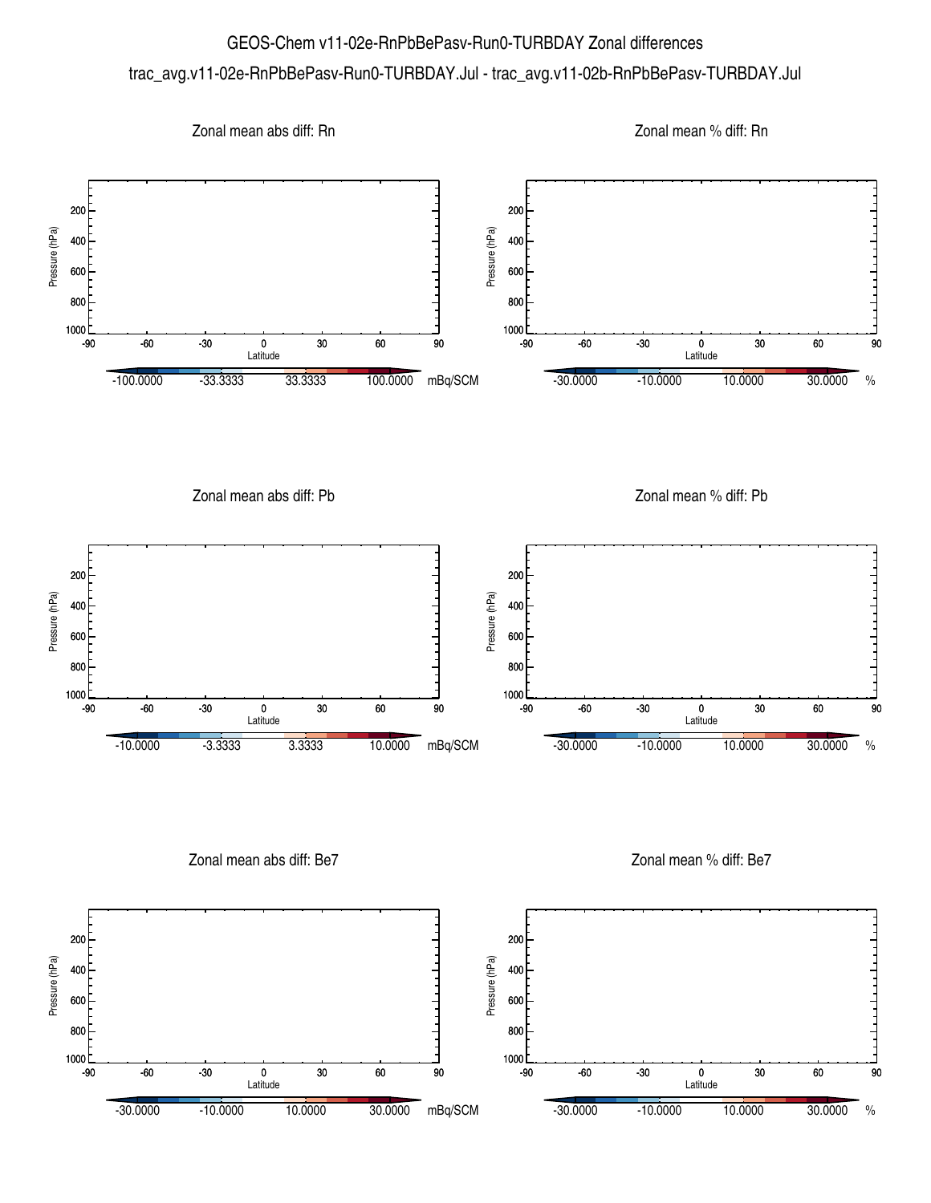# GEOS-Chem v11-02e-RnPbBePasv-Run0-TURBDAY Zonal differences

trac_avg.v11-02e-RnPbBePasv-Run0-TURBDAY.Jul - trac_avg.v11-02b-RnPbBePasv-TURBDAY.Jul

Zonal mean abs diff: Rn

Pressure (hPa): 200, 400, 600, 800, 1000

Latitude: -90, -60, -30, 0, 30, 60, 90

-100.0000 -33.3333 33.3333 100.0000 mBq/SCM

Zonal mean % diff: Rn

Pressure (hPa): 200, 400, 600, 800, 1000

Latitude: -90, -60, -30, 0, 30, 60, 90

-30.0000 -10.0000 10.0000 30.0000 %

Zonal mean abs diff: Pb

Pressure (hPa): 200, 400, 600, 800, 1000

Latitude: -90, -60, -30, 0, 30, 60, 90

-10.0000 -3.3333 3.3333 10.0000 mBq/SCM

Zonal mean % diff: Pb

Pressure (hPa): 200, 400, 600, 800, 1000

Latitude: -90, -60, -30, 0, 30, 60, 90

-30.0000 -10.0000 10.0000 30.0000 %

Zonal mean abs diff: Be7

Pressure (hPa): 200, 400, 600, 800, 1000

Latitude: -90, -60, -30, 0, 30, 60, 90

-30.0000 -10.0000 10.0000 30.0000 mBq/SCM

Zonal mean % diff: Be7

Pressure (hPa): 200, 400, 600, 800, 1000

Latitude: -90, -60, -30, 0, 30, 60, 90

-30.0000 -10.0000 10.0000 30.0000 %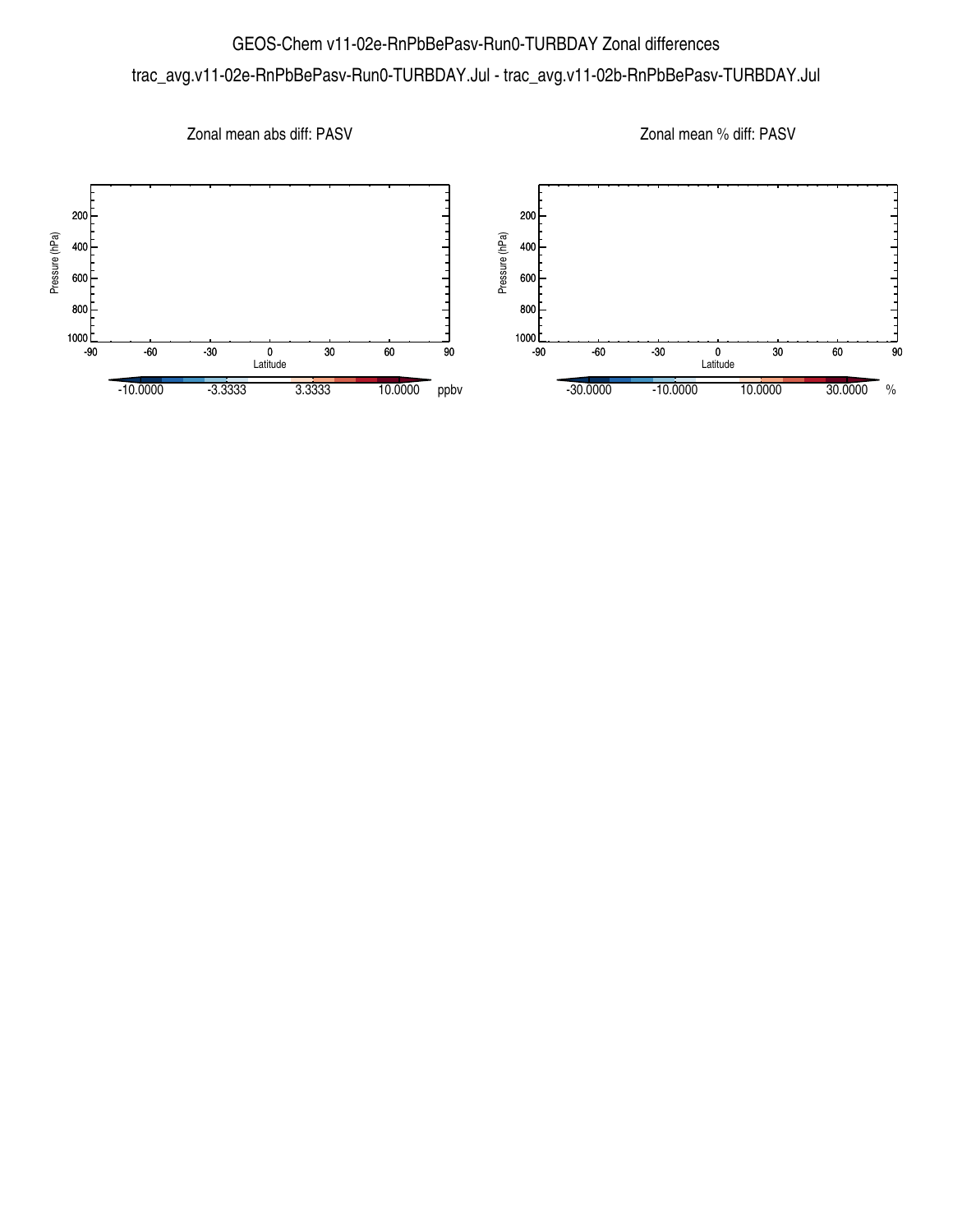GEOS-Chem v11-02e-RnPbBePasv-Run0-TURBDAY Zonal differences

trac_avg.v11-02e-RnPbBePasv-Run0-TURBDAY.Jul - trac_avg.v11-02b-RnPbBePasv-TURBDAY.Jul

Zonal mean abs diff: PASV

Pressure (hPa)

200
400
600
800
1000

-90 -60 -30 0 30 60 90

Latitude

-10.0000 -3.3333 3.3333 10.0000 ppbv

Zonal mean % diff: PASV

Pressure (hPa)

200
400
600
800
1000

-90 -60 -30 0 30 60 90

Latitude

-30.0000 -10.0000 10.0000 30.0000 %